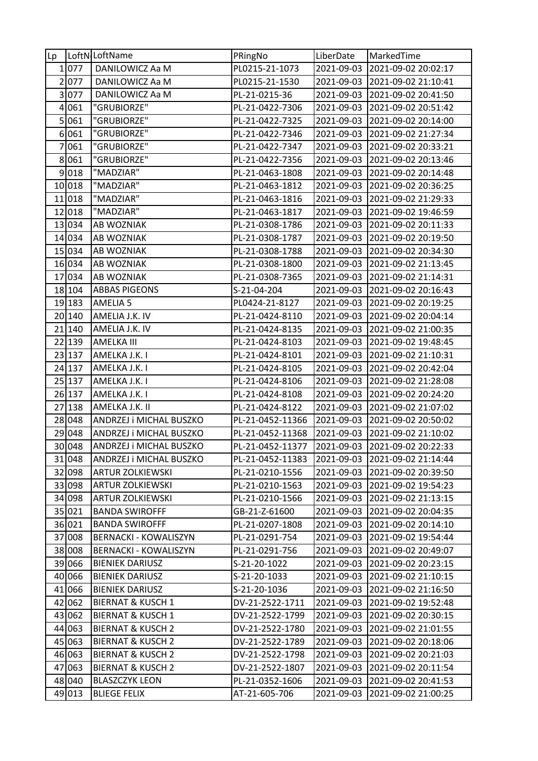| Lp | LoftN | LoftName | PRingNo | LiberDate | MarkedTime |
|---|---|---|---|---|---|
| 1 | 077 | DANILOWICZ Aa M | PL0215-21-1073 | 2021-09-03 | 2021-09-02 20:02:17 |
| 2 | 077 | DANILOWICZ Aa M | PL0215-21-1530 | 2021-09-03 | 2021-09-02 21:10:41 |
| 3 | 077 | DANILOWICZ Aa M | PL-21-0215-36 | 2021-09-03 | 2021-09-02 20:41:50 |
| 4 | 061 | "GRUBIORZE" | PL-21-0422-7306 | 2021-09-03 | 2021-09-02 20:51:42 |
| 5 | 061 | "GRUBIORZE" | PL-21-0422-7325 | 2021-09-03 | 2021-09-02 20:14:00 |
| 6 | 061 | "GRUBIORZE" | PL-21-0422-7346 | 2021-09-03 | 2021-09-02 21:27:34 |
| 7 | 061 | "GRUBIORZE" | PL-21-0422-7347 | 2021-09-03 | 2021-09-02 20:33:21 |
| 8 | 061 | "GRUBIORZE" | PL-21-0422-7356 | 2021-09-03 | 2021-09-02 20:13:46 |
| 9 | 018 | "MADZIAR" | PL-21-0463-1808 | 2021-09-03 | 2021-09-02 20:14:48 |
| 10 | 018 | "MADZIAR" | PL-21-0463-1812 | 2021-09-03 | 2021-09-02 20:36:25 |
| 11 | 018 | "MADZIAR" | PL-21-0463-1816 | 2021-09-03 | 2021-09-02 21:29:33 |
| 12 | 018 | "MADZIAR" | PL-21-0463-1817 | 2021-09-03 | 2021-09-02 19:46:59 |
| 13 | 034 | AB WOZNIAK | PL-21-0308-1786 | 2021-09-03 | 2021-09-02 20:11:33 |
| 14 | 034 | AB WOZNIAK | PL-21-0308-1787 | 2021-09-03 | 2021-09-02 20:19:50 |
| 15 | 034 | AB WOZNIAK | PL-21-0308-1788 | 2021-09-03 | 2021-09-02 20:34:30 |
| 16 | 034 | AB WOZNIAK | PL-21-0308-1800 | 2021-09-03 | 2021-09-02 21:13:45 |
| 17 | 034 | AB WOZNIAK | PL-21-0308-7365 | 2021-09-03 | 2021-09-02 21:14:31 |
| 18 | 104 | ABBAS PIGEONS | S-21-04-204 | 2021-09-03 | 2021-09-02 20:16:43 |
| 19 | 183 | AMELIA 5 | PL0424-21-8127 | 2021-09-03 | 2021-09-02 20:19:25 |
| 20 | 140 | AMELIA J.K. IV | PL-21-0424-8110 | 2021-09-03 | 2021-09-02 20:04:14 |
| 21 | 140 | AMELIA J.K. IV | PL-21-0424-8135 | 2021-09-03 | 2021-09-02 21:00:35 |
| 22 | 139 | AMELKA III | PL-21-0424-8103 | 2021-09-03 | 2021-09-02 19:48:45 |
| 23 | 137 | AMELKA J.K. I | PL-21-0424-8101 | 2021-09-03 | 2021-09-02 21:10:31 |
| 24 | 137 | AMELKA J.K. I | PL-21-0424-8105 | 2021-09-03 | 2021-09-02 20:42:04 |
| 25 | 137 | AMELKA J.K. I | PL-21-0424-8106 | 2021-09-03 | 2021-09-02 21:28:08 |
| 26 | 137 | AMELKA J.K. I | PL-21-0424-8108 | 2021-09-03 | 2021-09-02 20:24:20 |
| 27 | 138 | AMELKA J.K. II | PL-21-0424-8122 | 2021-09-03 | 2021-09-02 21:07:02 |
| 28 | 048 | ANDRZEJ i MICHAL BUSZKO | PL-21-0452-11366 | 2021-09-03 | 2021-09-02 20:50:02 |
| 29 | 048 | ANDRZEJ i MICHAL BUSZKO | PL-21-0452-11368 | 2021-09-03 | 2021-09-02 21:10:02 |
| 30 | 048 | ANDRZEJ i MICHAL BUSZKO | PL-21-0452-11377 | 2021-09-03 | 2021-09-02 20:22:33 |
| 31 | 048 | ANDRZEJ i MICHAL BUSZKO | PL-21-0452-11383 | 2021-09-03 | 2021-09-02 21:14:44 |
| 32 | 098 | ARTUR ZOLKIEWSKI | PL-21-0210-1556 | 2021-09-03 | 2021-09-02 20:39:50 |
| 33 | 098 | ARTUR ZOLKIEWSKI | PL-21-0210-1563 | 2021-09-03 | 2021-09-02 19:54:23 |
| 34 | 098 | ARTUR ZOLKIEWSKI | PL-21-0210-1566 | 2021-09-03 | 2021-09-02 21:13:15 |
| 35 | 021 | BANDA SWIROFFF | GB-21-Z-61600 | 2021-09-03 | 2021-09-02 20:04:35 |
| 36 | 021 | BANDA SWIROFFF | PL-21-0207-1808 | 2021-09-03 | 2021-09-02 20:14:10 |
| 37 | 008 | BERNACKI - KOWALISZYN | PL-21-0291-754 | 2021-09-03 | 2021-09-02 19:54:44 |
| 38 | 008 | BERNACKI - KOWALISZYN | PL-21-0291-756 | 2021-09-03 | 2021-09-02 20:49:07 |
| 39 | 066 | BIENIEK DARIUSZ | S-21-20-1022 | 2021-09-03 | 2021-09-02 20:23:15 |
| 40 | 066 | BIENIEK DARIUSZ | S-21-20-1033 | 2021-09-03 | 2021-09-02 21:10:15 |
| 41 | 066 | BIENIEK DARIUSZ | S-21-20-1036 | 2021-09-03 | 2021-09-02 21:16:50 |
| 42 | 062 | BIERNAT & KUSCH 1 | DV-21-2522-1711 | 2021-09-03 | 2021-09-02 19:52:48 |
| 43 | 062 | BIERNAT & KUSCH 1 | DV-21-2522-1799 | 2021-09-03 | 2021-09-02 20:30:15 |
| 44 | 063 | BIERNAT & KUSCH 2 | DV-21-2522-1780 | 2021-09-03 | 2021-09-02 21:01:55 |
| 45 | 063 | BIERNAT & KUSCH 2 | DV-21-2522-1789 | 2021-09-03 | 2021-09-02 20:18:06 |
| 46 | 063 | BIERNAT & KUSCH 2 | DV-21-2522-1798 | 2021-09-03 | 2021-09-02 20:21:03 |
| 47 | 063 | BIERNAT & KUSCH 2 | DV-21-2522-1807 | 2021-09-03 | 2021-09-02 20:11:54 |
| 48 | 040 | BLASZCZYK LEON | PL-21-0352-1606 | 2021-09-03 | 2021-09-02 20:41:53 |
| 49 | 013 | BLIEGE FELIX | AT-21-605-706 | 2021-09-03 | 2021-09-02 21:00:25 |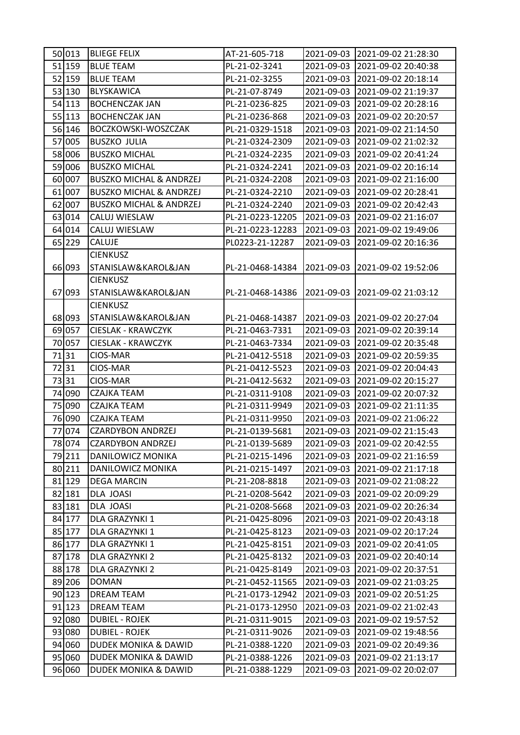| | | | | | |
|---|---|---|---|---|---|
| 50 | 013 | BLIEGE FELIX | AT-21-605-718 | 2021-09-03 | 2021-09-02 21:28:30 |
| 51 | 159 | BLUE TEAM | PL-21-02-3241 | 2021-09-03 | 2021-09-02 20:40:38 |
| 52 | 159 | BLUE TEAM | PL-21-02-3255 | 2021-09-03 | 2021-09-02 20:18:14 |
| 53 | 130 | BLYSKAWICA | PL-21-07-8749 | 2021-09-03 | 2021-09-02 21:19:37 |
| 54 | 113 | BOCHENCZAK JAN | PL-21-0236-825 | 2021-09-03 | 2021-09-02 20:28:16 |
| 55 | 113 | BOCHENCZAK JAN | PL-21-0236-868 | 2021-09-03 | 2021-09-02 20:20:57 |
| 56 | 146 | BOCZKOWSKI-WOSZCZAK | PL-21-0329-1518 | 2021-09-03 | 2021-09-02 21:14:50 |
| 57 | 005 | BUSZKO JULIA | PL-21-0324-2309 | 2021-09-03 | 2021-09-02 21:02:32 |
| 58 | 006 | BUSZKO MICHAL | PL-21-0324-2235 | 2021-09-03 | 2021-09-02 20:41:24 |
| 59 | 006 | BUSZKO MICHAL | PL-21-0324-2241 | 2021-09-03 | 2021-09-02 20:16:14 |
| 60 | 007 | BUSZKO MICHAL & ANDRZEJ | PL-21-0324-2208 | 2021-09-03 | 2021-09-02 21:16:00 |
| 61 | 007 | BUSZKO MICHAL & ANDRZEJ | PL-21-0324-2210 | 2021-09-03 | 2021-09-02 20:28:41 |
| 62 | 007 | BUSZKO MICHAL & ANDRZEJ | PL-21-0324-2240 | 2021-09-03 | 2021-09-02 20:42:43 |
| 63 | 014 | CALUJ WIESLAW | PL-21-0223-12205 | 2021-09-03 | 2021-09-02 21:16:07 |
| 64 | 014 | CALUJ WIESLAW | PL-21-0223-12283 | 2021-09-03 | 2021-09-02 19:49:06 |
| 65 | 229 | CALUJE | PL0223-21-12287 | 2021-09-03 | 2021-09-02 20:16:36 |
| 66 | 093 | CIENKUSZ STANISLAW&KAROL&JAN | PL-21-0468-14384 | 2021-09-03 | 2021-09-02 19:52:06 |
| 67 | 093 | CIENKUSZ STANISLAW&KAROL&JAN | PL-21-0468-14386 | 2021-09-03 | 2021-09-02 21:03:12 |
| 68 | 093 | CIENKUSZ STANISLAW&KAROL&JAN | PL-21-0468-14387 | 2021-09-03 | 2021-09-02 20:27:04 |
| 69 | 057 | CIESLAK - KRAWCZYK | PL-21-0463-7331 | 2021-09-03 | 2021-09-02 20:39:14 |
| 70 | 057 | CIESLAK - KRAWCZYK | PL-21-0463-7334 | 2021-09-03 | 2021-09-02 20:35:48 |
| 71 | 31 | CIOS-MAR | PL-21-0412-5518 | 2021-09-03 | 2021-09-02 20:59:35 |
| 72 | 31 | CIOS-MAR | PL-21-0412-5523 | 2021-09-03 | 2021-09-02 20:04:43 |
| 73 | 31 | CIOS-MAR | PL-21-0412-5632 | 2021-09-03 | 2021-09-02 20:15:27 |
| 74 | 090 | CZAJKA TEAM | PL-21-0311-9108 | 2021-09-03 | 2021-09-02 20:07:32 |
| 75 | 090 | CZAJKA TEAM | PL-21-0311-9949 | 2021-09-03 | 2021-09-02 21:11:35 |
| 76 | 090 | CZAJKA TEAM | PL-21-0311-9950 | 2021-09-03 | 2021-09-02 21:06:22 |
| 77 | 074 | CZARDYBON ANDRZEJ | PL-21-0139-5681 | 2021-09-03 | 2021-09-02 21:15:43 |
| 78 | 074 | CZARDYBON ANDRZEJ | PL-21-0139-5689 | 2021-09-03 | 2021-09-02 20:42:55 |
| 79 | 211 | DANILOWICZ MONIKA | PL-21-0215-1496 | 2021-09-03 | 2021-09-02 21:16:59 |
| 80 | 211 | DANILOWICZ MONIKA | PL-21-0215-1497 | 2021-09-03 | 2021-09-02 21:17:18 |
| 81 | 129 | DEGA MARCIN | PL-21-208-8818 | 2021-09-03 | 2021-09-02 21:08:22 |
| 82 | 181 | DLA JOASI | PL-21-0208-5642 | 2021-09-03 | 2021-09-02 20:09:29 |
| 83 | 181 | DLA JOASI | PL-21-0208-5668 | 2021-09-03 | 2021-09-02 20:26:34 |
| 84 | 177 | DLA GRAZYNKI 1 | PL-21-0425-8096 | 2021-09-03 | 2021-09-02 20:43:18 |
| 85 | 177 | DLA GRAZYNKI 1 | PL-21-0425-8123 | 2021-09-03 | 2021-09-02 20:17:24 |
| 86 | 177 | DLA GRAZYNKI 1 | PL-21-0425-8151 | 2021-09-03 | 2021-09-02 20:41:05 |
| 87 | 178 | DLA GRAZYNKI 2 | PL-21-0425-8132 | 2021-09-03 | 2021-09-02 20:40:14 |
| 88 | 178 | DLA GRAZYNKI 2 | PL-21-0425-8149 | 2021-09-03 | 2021-09-02 20:37:51 |
| 89 | 206 | DOMAN | PL-21-0452-11565 | 2021-09-03 | 2021-09-02 21:03:25 |
| 90 | 123 | DREAM TEAM | PL-21-0173-12942 | 2021-09-03 | 2021-09-02 20:51:25 |
| 91 | 123 | DREAM TEAM | PL-21-0173-12950 | 2021-09-03 | 2021-09-02 21:02:43 |
| 92 | 080 | DUBIEL - ROJEK | PL-21-0311-9015 | 2021-09-03 | 2021-09-02 19:57:52 |
| 93 | 080 | DUBIEL - ROJEK | PL-21-0311-9026 | 2021-09-03 | 2021-09-02 19:48:56 |
| 94 | 060 | DUDEK MONIKA & DAWID | PL-21-0388-1220 | 2021-09-03 | 2021-09-02 20:49:36 |
| 95 | 060 | DUDEK MONIKA & DAWID | PL-21-0388-1226 | 2021-09-03 | 2021-09-02 21:13:17 |
| 96 | 060 | DUDEK MONIKA & DAWID | PL-21-0388-1229 | 2021-09-03 | 2021-09-02 20:02:07 |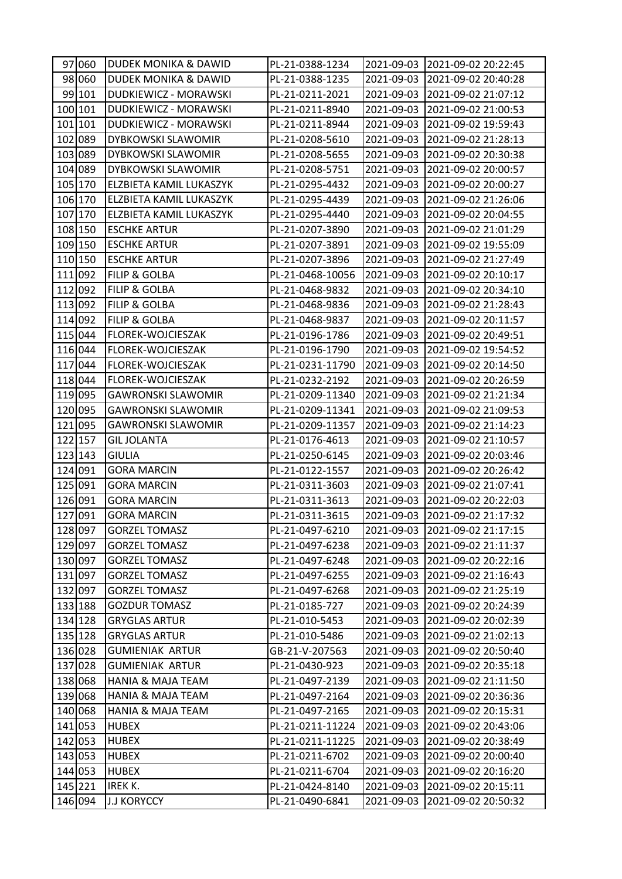| | | | | | |
|---|---|---|---|---|---|
| 97 | 060 | DUDEK MONIKA & DAWID | PL-21-0388-1234 | 2021-09-03 | 2021-09-02 20:22:45 |
| 98 | 060 | DUDEK MONIKA & DAWID | PL-21-0388-1235 | 2021-09-03 | 2021-09-02 20:40:28 |
| 99 | 101 | DUDKIEWICZ - MORAWSKI | PL-21-0211-2021 | 2021-09-03 | 2021-09-02 21:07:12 |
| 100 | 101 | DUDKIEWICZ - MORAWSKI | PL-21-0211-8940 | 2021-09-03 | 2021-09-02 21:00:53 |
| 101 | 101 | DUDKIEWICZ - MORAWSKI | PL-21-0211-8944 | 2021-09-03 | 2021-09-02 19:59:43 |
| 102 | 089 | DYBKOWSKI SLAWOMIR | PL-21-0208-5610 | 2021-09-03 | 2021-09-02 21:28:13 |
| 103 | 089 | DYBKOWSKI SLAWOMIR | PL-21-0208-5655 | 2021-09-03 | 2021-09-02 20:30:38 |
| 104 | 089 | DYBKOWSKI SLAWOMIR | PL-21-0208-5751 | 2021-09-03 | 2021-09-02 20:00:57 |
| 105 | 170 | ELZBIETA KAMIL LUKASZYK | PL-21-0295-4432 | 2021-09-03 | 2021-09-02 20:00:27 |
| 106 | 170 | ELZBIETA KAMIL LUKASZYK | PL-21-0295-4439 | 2021-09-03 | 2021-09-02 21:26:06 |
| 107 | 170 | ELZBIETA KAMIL LUKASZYK | PL-21-0295-4440 | 2021-09-03 | 2021-09-02 20:04:55 |
| 108 | 150 | ESCHKE ARTUR | PL-21-0207-3890 | 2021-09-03 | 2021-09-02 21:01:29 |
| 109 | 150 | ESCHKE ARTUR | PL-21-0207-3891 | 2021-09-03 | 2021-09-02 19:55:09 |
| 110 | 150 | ESCHKE ARTUR | PL-21-0207-3896 | 2021-09-03 | 2021-09-02 21:27:49 |
| 111 | 092 | FILIP & GOLBA | PL-21-0468-10056 | 2021-09-03 | 2021-09-02 20:10:17 |
| 112 | 092 | FILIP & GOLBA | PL-21-0468-9832 | 2021-09-03 | 2021-09-02 20:34:10 |
| 113 | 092 | FILIP & GOLBA | PL-21-0468-9836 | 2021-09-03 | 2021-09-02 21:28:43 |
| 114 | 092 | FILIP & GOLBA | PL-21-0468-9837 | 2021-09-03 | 2021-09-02 20:11:57 |
| 115 | 044 | FLOREK-WOJCIESZAK | PL-21-0196-1786 | 2021-09-03 | 2021-09-02 20:49:51 |
| 116 | 044 | FLOREK-WOJCIESZAK | PL-21-0196-1790 | 2021-09-03 | 2021-09-02 19:54:52 |
| 117 | 044 | FLOREK-WOJCIESZAK | PL-21-0231-11790 | 2021-09-03 | 2021-09-02 20:14:50 |
| 118 | 044 | FLOREK-WOJCIESZAK | PL-21-0232-2192 | 2021-09-03 | 2021-09-02 20:26:59 |
| 119 | 095 | GAWRONSKI SLAWOMIR | PL-21-0209-11340 | 2021-09-03 | 2021-09-02 21:21:34 |
| 120 | 095 | GAWRONSKI SLAWOMIR | PL-21-0209-11341 | 2021-09-03 | 2021-09-02 21:09:53 |
| 121 | 095 | GAWRONSKI SLAWOMIR | PL-21-0209-11357 | 2021-09-03 | 2021-09-02 21:14:23 |
| 122 | 157 | GIL JOLANTA | PL-21-0176-4613 | 2021-09-03 | 2021-09-02 21:10:57 |
| 123 | 143 | GIULIA | PL-21-0250-6145 | 2021-09-03 | 2021-09-02 20:03:46 |
| 124 | 091 | GORA MARCIN | PL-21-0122-1557 | 2021-09-03 | 2021-09-02 20:26:42 |
| 125 | 091 | GORA MARCIN | PL-21-0311-3603 | 2021-09-03 | 2021-09-02 21:07:41 |
| 126 | 091 | GORA MARCIN | PL-21-0311-3613 | 2021-09-03 | 2021-09-02 20:22:03 |
| 127 | 091 | GORA MARCIN | PL-21-0311-3615 | 2021-09-03 | 2021-09-02 21:17:32 |
| 128 | 097 | GORZEL TOMASZ | PL-21-0497-6210 | 2021-09-03 | 2021-09-02 21:17:15 |
| 129 | 097 | GORZEL TOMASZ | PL-21-0497-6238 | 2021-09-03 | 2021-09-02 21:11:37 |
| 130 | 097 | GORZEL TOMASZ | PL-21-0497-6248 | 2021-09-03 | 2021-09-02 20:22:16 |
| 131 | 097 | GORZEL TOMASZ | PL-21-0497-6255 | 2021-09-03 | 2021-09-02 21:16:43 |
| 132 | 097 | GORZEL TOMASZ | PL-21-0497-6268 | 2021-09-03 | 2021-09-02 21:25:19 |
| 133 | 188 | GOZDUR TOMASZ | PL-21-0185-727 | 2021-09-03 | 2021-09-02 20:24:39 |
| 134 | 128 | GRYGLAS ARTUR | PL-21-010-5453 | 2021-09-03 | 2021-09-02 20:02:39 |
| 135 | 128 | GRYGLAS ARTUR | PL-21-010-5486 | 2021-09-03 | 2021-09-02 21:02:13 |
| 136 | 028 | GUMIENIAK ARTUR | GB-21-V-207563 | 2021-09-03 | 2021-09-02 20:50:40 |
| 137 | 028 | GUMIENIAK ARTUR | PL-21-0430-923 | 2021-09-03 | 2021-09-02 20:35:18 |
| 138 | 068 | HANIA & MAJA TEAM | PL-21-0497-2139 | 2021-09-03 | 2021-09-02 21:11:50 |
| 139 | 068 | HANIA & MAJA TEAM | PL-21-0497-2164 | 2021-09-03 | 2021-09-02 20:36:36 |
| 140 | 068 | HANIA & MAJA TEAM | PL-21-0497-2165 | 2021-09-03 | 2021-09-02 20:15:31 |
| 141 | 053 | HUBEX | PL-21-0211-11224 | 2021-09-03 | 2021-09-02 20:43:06 |
| 142 | 053 | HUBEX | PL-21-0211-11225 | 2021-09-03 | 2021-09-02 20:38:49 |
| 143 | 053 | HUBEX | PL-21-0211-6702 | 2021-09-03 | 2021-09-02 20:00:40 |
| 144 | 053 | HUBEX | PL-21-0211-6704 | 2021-09-03 | 2021-09-02 20:16:20 |
| 145 | 221 | IREK K. | PL-21-0424-8140 | 2021-09-03 | 2021-09-02 20:15:11 |
| 146 | 094 | J.J KORYCCY | PL-21-0490-6841 | 2021-09-03 | 2021-09-02 20:50:32 |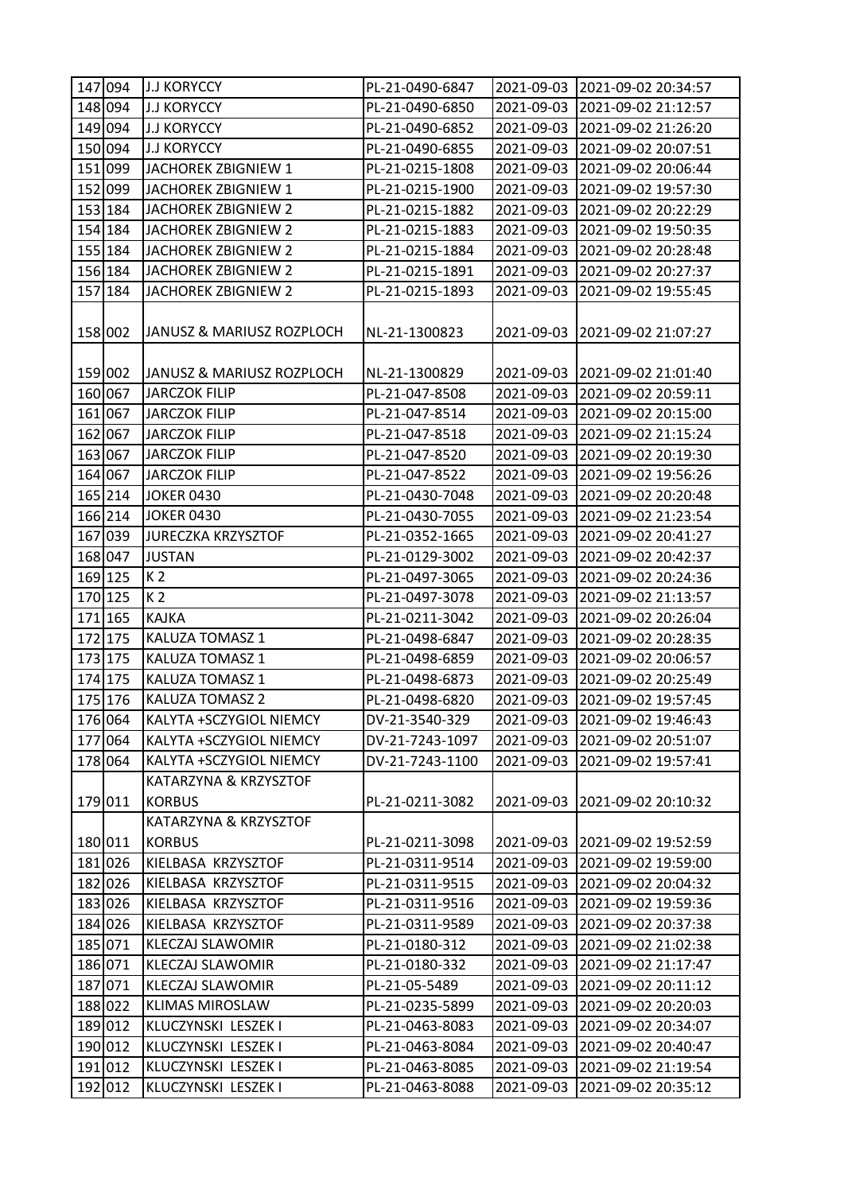| | | | | | |
|---|---|---|---|---|---|
| 147 | 094 | J.J KORYCCY | PL-21-0490-6847 | 2021-09-03 | 2021-09-02 20:34:57 |
| 148 | 094 | J.J KORYCCY | PL-21-0490-6850 | 2021-09-03 | 2021-09-02 21:12:57 |
| 149 | 094 | J.J KORYCCY | PL-21-0490-6852 | 2021-09-03 | 2021-09-02 21:26:20 |
| 150 | 094 | J.J KORYCCY | PL-21-0490-6855 | 2021-09-03 | 2021-09-02 20:07:51 |
| 151 | 099 | JACHOREK ZBIGNIEW 1 | PL-21-0215-1808 | 2021-09-03 | 2021-09-02 20:06:44 |
| 152 | 099 | JACHOREK ZBIGNIEW 1 | PL-21-0215-1900 | 2021-09-03 | 2021-09-02 19:57:30 |
| 153 | 184 | JACHOREK ZBIGNIEW 2 | PL-21-0215-1882 | 2021-09-03 | 2021-09-02 20:22:29 |
| 154 | 184 | JACHOREK ZBIGNIEW 2 | PL-21-0215-1883 | 2021-09-03 | 2021-09-02 19:50:35 |
| 155 | 184 | JACHOREK ZBIGNIEW 2 | PL-21-0215-1884 | 2021-09-03 | 2021-09-02 20:28:48 |
| 156 | 184 | JACHOREK ZBIGNIEW 2 | PL-21-0215-1891 | 2021-09-03 | 2021-09-02 20:27:37 |
| 157 | 184 | JACHOREK ZBIGNIEW 2 | PL-21-0215-1893 | 2021-09-03 | 2021-09-02 19:55:45 |
| 158 | 002 | JANUSZ & MARIUSZ ROZPLOCH | NL-21-1300823 | 2021-09-03 | 2021-09-02 21:07:27 |
| 159 | 002 | JANUSZ & MARIUSZ ROZPLOCH | NL-21-1300829 | 2021-09-03 | 2021-09-02 21:01:40 |
| 160 | 067 | JARCZOK FILIP | PL-21-047-8508 | 2021-09-03 | 2021-09-02 20:59:11 |
| 161 | 067 | JARCZOK FILIP | PL-21-047-8514 | 2021-09-03 | 2021-09-02 20:15:00 |
| 162 | 067 | JARCZOK FILIP | PL-21-047-8518 | 2021-09-03 | 2021-09-02 21:15:24 |
| 163 | 067 | JARCZOK FILIP | PL-21-047-8520 | 2021-09-03 | 2021-09-02 20:19:30 |
| 164 | 067 | JARCZOK FILIP | PL-21-047-8522 | 2021-09-03 | 2021-09-02 19:56:26 |
| 165 | 214 | JOKER 0430 | PL-21-0430-7048 | 2021-09-03 | 2021-09-02 20:20:48 |
| 166 | 214 | JOKER 0430 | PL-21-0430-7055 | 2021-09-03 | 2021-09-02 21:23:54 |
| 167 | 039 | JURECZKA KRZYSZTOF | PL-21-0352-1665 | 2021-09-03 | 2021-09-02 20:41:27 |
| 168 | 047 | JUSTAN | PL-21-0129-3002 | 2021-09-03 | 2021-09-02 20:42:37 |
| 169 | 125 | K 2 | PL-21-0497-3065 | 2021-09-03 | 2021-09-02 20:24:36 |
| 170 | 125 | K 2 | PL-21-0497-3078 | 2021-09-03 | 2021-09-02 21:13:57 |
| 171 | 165 | KAJKA | PL-21-0211-3042 | 2021-09-03 | 2021-09-02 20:26:04 |
| 172 | 175 | KALUZA TOMASZ 1 | PL-21-0498-6847 | 2021-09-03 | 2021-09-02 20:28:35 |
| 173 | 175 | KALUZA TOMASZ 1 | PL-21-0498-6859 | 2021-09-03 | 2021-09-02 20:06:57 |
| 174 | 175 | KALUZA TOMASZ 1 | PL-21-0498-6873 | 2021-09-03 | 2021-09-02 20:25:49 |
| 175 | 176 | KALUZA TOMASZ 2 | PL-21-0498-6820 | 2021-09-03 | 2021-09-02 19:57:45 |
| 176 | 064 | KALYTA +SCZYGIOL NIEMCY | DV-21-3540-329 | 2021-09-03 | 2021-09-02 19:46:43 |
| 177 | 064 | KALYTA +SCZYGIOL NIEMCY | DV-21-7243-1097 | 2021-09-03 | 2021-09-02 20:51:07 |
| 178 | 064 | KALYTA +SCZYGIOL NIEMCY | DV-21-7243-1100 | 2021-09-03 | 2021-09-02 19:57:41 |
| 179 | 011 | KATARZYNA & KRZYSZTOF KORBUS | PL-21-0211-3082 | 2021-09-03 | 2021-09-02 20:10:32 |
| 180 | 011 | KATARZYNA & KRZYSZTOF KORBUS | PL-21-0211-3098 | 2021-09-03 | 2021-09-02 19:52:59 |
| 181 | 026 | KIELBASA KRZYSZTOF | PL-21-0311-9514 | 2021-09-03 | 2021-09-02 19:59:00 |
| 182 | 026 | KIELBASA KRZYSZTOF | PL-21-0311-9515 | 2021-09-03 | 2021-09-02 20:04:32 |
| 183 | 026 | KIELBASA KRZYSZTOF | PL-21-0311-9516 | 2021-09-03 | 2021-09-02 19:59:36 |
| 184 | 026 | KIELBASA KRZYSZTOF | PL-21-0311-9589 | 2021-09-03 | 2021-09-02 20:37:38 |
| 185 | 071 | KLECZAJ SLAWOMIR | PL-21-0180-312 | 2021-09-03 | 2021-09-02 21:02:38 |
| 186 | 071 | KLECZAJ SLAWOMIR | PL-21-0180-332 | 2021-09-03 | 2021-09-02 21:17:47 |
| 187 | 071 | KLECZAJ SLAWOMIR | PL-21-05-5489 | 2021-09-03 | 2021-09-02 20:11:12 |
| 188 | 022 | KLIMAS MIROSLAW | PL-21-0235-5899 | 2021-09-03 | 2021-09-02 20:20:03 |
| 189 | 012 | KLUCZYNSKI LESZEK I | PL-21-0463-8083 | 2021-09-03 | 2021-09-02 20:34:07 |
| 190 | 012 | KLUCZYNSKI LESZEK I | PL-21-0463-8084 | 2021-09-03 | 2021-09-02 20:40:47 |
| 191 | 012 | KLUCZYNSKI LESZEK I | PL-21-0463-8085 | 2021-09-03 | 2021-09-02 21:19:54 |
| 192 | 012 | KLUCZYNSKI LESZEK I | PL-21-0463-8088 | 2021-09-03 | 2021-09-02 20:35:12 |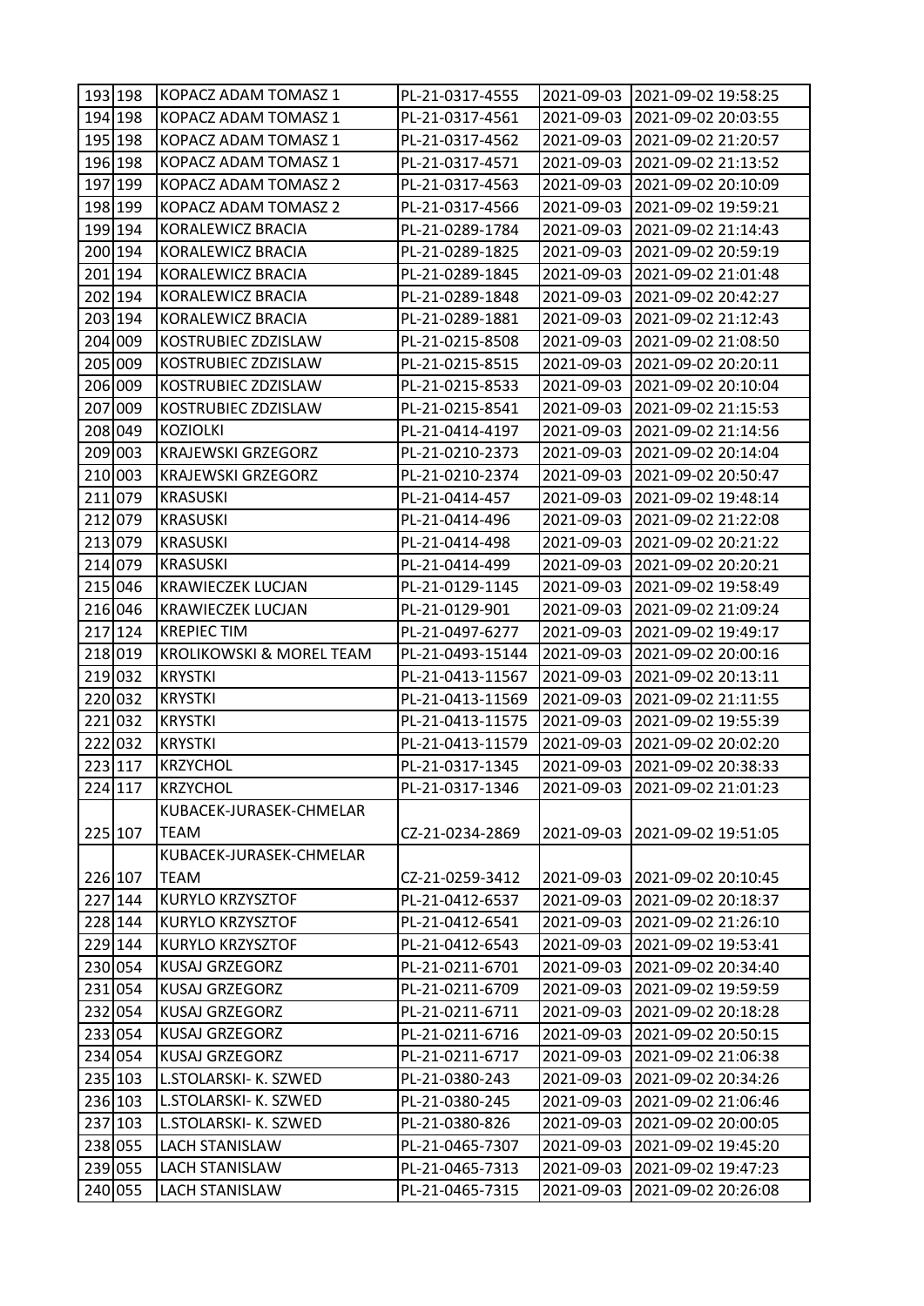| | | | | | |
|---|---|---|---|---|---|
| 193 | 198 | KOPACZ ADAM TOMASZ 1 | PL-21-0317-4555 | 2021-09-03 | 2021-09-02 19:58:25 |
| 194 | 198 | KOPACZ ADAM TOMASZ 1 | PL-21-0317-4561 | 2021-09-03 | 2021-09-02 20:03:55 |
| 195 | 198 | KOPACZ ADAM TOMASZ 1 | PL-21-0317-4562 | 2021-09-03 | 2021-09-02 21:20:57 |
| 196 | 198 | KOPACZ ADAM TOMASZ 1 | PL-21-0317-4571 | 2021-09-03 | 2021-09-02 21:13:52 |
| 197 | 199 | KOPACZ ADAM TOMASZ 2 | PL-21-0317-4563 | 2021-09-03 | 2021-09-02 20:10:09 |
| 198 | 199 | KOPACZ ADAM TOMASZ 2 | PL-21-0317-4566 | 2021-09-03 | 2021-09-02 19:59:21 |
| 199 | 194 | KORALEWICZ BRACIA | PL-21-0289-1784 | 2021-09-03 | 2021-09-02 21:14:43 |
| 200 | 194 | KORALEWICZ BRACIA | PL-21-0289-1825 | 2021-09-03 | 2021-09-02 20:59:19 |
| 201 | 194 | KORALEWICZ BRACIA | PL-21-0289-1845 | 2021-09-03 | 2021-09-02 21:01:48 |
| 202 | 194 | KORALEWICZ BRACIA | PL-21-0289-1848 | 2021-09-03 | 2021-09-02 20:42:27 |
| 203 | 194 | KORALEWICZ BRACIA | PL-21-0289-1881 | 2021-09-03 | 2021-09-02 21:12:43 |
| 204 | 009 | KOSTRUBIEC ZDZISLAW | PL-21-0215-8508 | 2021-09-03 | 2021-09-02 21:08:50 |
| 205 | 009 | KOSTRUBIEC ZDZISLAW | PL-21-0215-8515 | 2021-09-03 | 2021-09-02 20:20:11 |
| 206 | 009 | KOSTRUBIEC ZDZISLAW | PL-21-0215-8533 | 2021-09-03 | 2021-09-02 20:10:04 |
| 207 | 009 | KOSTRUBIEC ZDZISLAW | PL-21-0215-8541 | 2021-09-03 | 2021-09-02 21:15:53 |
| 208 | 049 | KOZIOLKI | PL-21-0414-4197 | 2021-09-03 | 2021-09-02 21:14:56 |
| 209 | 003 | KRAJEWSKI GRZEGORZ | PL-21-0210-2373 | 2021-09-03 | 2021-09-02 20:14:04 |
| 210 | 003 | KRAJEWSKI GRZEGORZ | PL-21-0210-2374 | 2021-09-03 | 2021-09-02 20:50:47 |
| 211 | 079 | KRASUSKI | PL-21-0414-457 | 2021-09-03 | 2021-09-02 19:48:14 |
| 212 | 079 | KRASUSKI | PL-21-0414-496 | 2021-09-03 | 2021-09-02 21:22:08 |
| 213 | 079 | KRASUSKI | PL-21-0414-498 | 2021-09-03 | 2021-09-02 20:21:22 |
| 214 | 079 | KRASUSKI | PL-21-0414-499 | 2021-09-03 | 2021-09-02 20:20:21 |
| 215 | 046 | KRAWIECZEK LUCJAN | PL-21-0129-1145 | 2021-09-03 | 2021-09-02 19:58:49 |
| 216 | 046 | KRAWIECZEK LUCJAN | PL-21-0129-901 | 2021-09-03 | 2021-09-02 21:09:24 |
| 217 | 124 | KREPIEC TIM | PL-21-0497-6277 | 2021-09-03 | 2021-09-02 19:49:17 |
| 218 | 019 | KROLIKOWSKI & MOREL TEAM | PL-21-0493-15144 | 2021-09-03 | 2021-09-02 20:00:16 |
| 219 | 032 | KRYSTKI | PL-21-0413-11567 | 2021-09-03 | 2021-09-02 20:13:11 |
| 220 | 032 | KRYSTKI | PL-21-0413-11569 | 2021-09-03 | 2021-09-02 21:11:55 |
| 221 | 032 | KRYSTKI | PL-21-0413-11575 | 2021-09-03 | 2021-09-02 19:55:39 |
| 222 | 032 | KRYSTKI | PL-21-0413-11579 | 2021-09-03 | 2021-09-02 20:02:20 |
| 223 | 117 | KRZYCHOL | PL-21-0317-1345 | 2021-09-03 | 2021-09-02 20:38:33 |
| 224 | 117 | KRZYCHOL | PL-21-0317-1346 | 2021-09-03 | 2021-09-02 21:01:23 |
| 225 | 107 | KUBACEK-JURASEK-CHMELAR TEAM | CZ-21-0234-2869 | 2021-09-03 | 2021-09-02 19:51:05 |
| 226 | 107 | KUBACEK-JURASEK-CHMELAR TEAM | CZ-21-0259-3412 | 2021-09-03 | 2021-09-02 20:10:45 |
| 227 | 144 | KURYLO KRZYSZTOF | PL-21-0412-6537 | 2021-09-03 | 2021-09-02 20:18:37 |
| 228 | 144 | KURYLO KRZYSZTOF | PL-21-0412-6541 | 2021-09-03 | 2021-09-02 21:26:10 |
| 229 | 144 | KURYLO KRZYSZTOF | PL-21-0412-6543 | 2021-09-03 | 2021-09-02 19:53:41 |
| 230 | 054 | KUSAJ GRZEGORZ | PL-21-0211-6701 | 2021-09-03 | 2021-09-02 20:34:40 |
| 231 | 054 | KUSAJ GRZEGORZ | PL-21-0211-6709 | 2021-09-03 | 2021-09-02 19:59:59 |
| 232 | 054 | KUSAJ GRZEGORZ | PL-21-0211-6711 | 2021-09-03 | 2021-09-02 20:18:28 |
| 233 | 054 | KUSAJ GRZEGORZ | PL-21-0211-6716 | 2021-09-03 | 2021-09-02 20:50:15 |
| 234 | 054 | KUSAJ GRZEGORZ | PL-21-0211-6717 | 2021-09-03 | 2021-09-02 21:06:38 |
| 235 | 103 | L.STOLARSKI- K. SZWED | PL-21-0380-243 | 2021-09-03 | 2021-09-02 20:34:26 |
| 236 | 103 | L.STOLARSKI- K. SZWED | PL-21-0380-245 | 2021-09-03 | 2021-09-02 21:06:46 |
| 237 | 103 | L.STOLARSKI- K. SZWED | PL-21-0380-826 | 2021-09-03 | 2021-09-02 20:00:05 |
| 238 | 055 | LACH STANISLAW | PL-21-0465-7307 | 2021-09-03 | 2021-09-02 19:45:20 |
| 239 | 055 | LACH STANISLAW | PL-21-0465-7313 | 2021-09-03 | 2021-09-02 19:47:23 |
| 240 | 055 | LACH STANISLAW | PL-21-0465-7315 | 2021-09-03 | 2021-09-02 20:26:08 |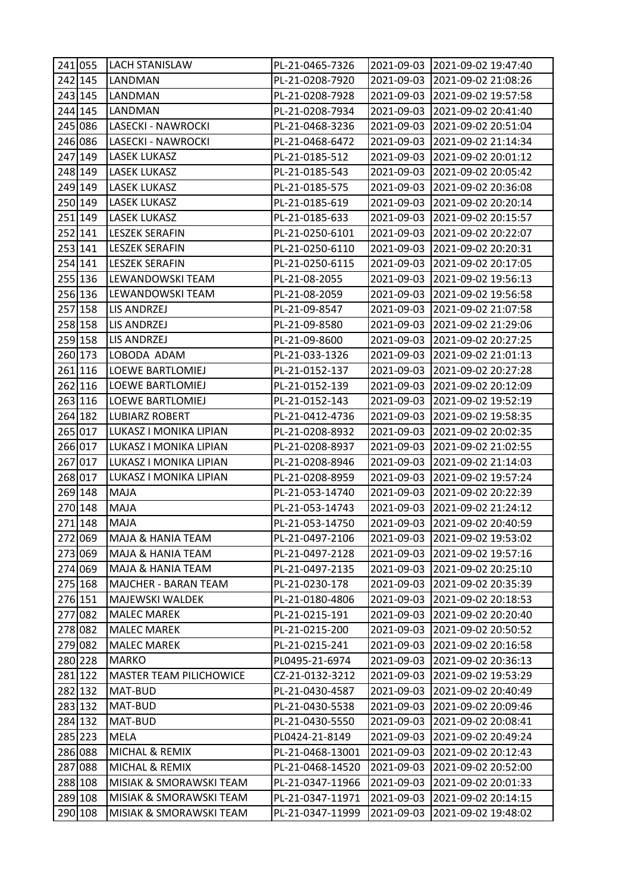| | | | | | |
|---|---|---|---|---|---|
| 241 | 055 | LACH STANISLAW | PL-21-0465-7326 | 2021-09-03 | 2021-09-02 19:47:40 |
| 242 | 145 | LANDMAN | PL-21-0208-7920 | 2021-09-03 | 2021-09-02 21:08:26 |
| 243 | 145 | LANDMAN | PL-21-0208-7928 | 2021-09-03 | 2021-09-02 19:57:58 |
| 244 | 145 | LANDMAN | PL-21-0208-7934 | 2021-09-03 | 2021-09-02 20:41:40 |
| 245 | 086 | LASECKI - NAWROCKI | PL-21-0468-3236 | 2021-09-03 | 2021-09-02 20:51:04 |
| 246 | 086 | LASECKI - NAWROCKI | PL-21-0468-6472 | 2021-09-03 | 2021-09-02 21:14:34 |
| 247 | 149 | LASEK LUKASZ | PL-21-0185-512 | 2021-09-03 | 2021-09-02 20:01:12 |
| 248 | 149 | LASEK LUKASZ | PL-21-0185-543 | 2021-09-03 | 2021-09-02 20:05:42 |
| 249 | 149 | LASEK LUKASZ | PL-21-0185-575 | 2021-09-03 | 2021-09-02 20:36:08 |
| 250 | 149 | LASEK LUKASZ | PL-21-0185-619 | 2021-09-03 | 2021-09-02 20:20:14 |
| 251 | 149 | LASEK LUKASZ | PL-21-0185-633 | 2021-09-03 | 2021-09-02 20:15:57 |
| 252 | 141 | LESZEK SERAFIN | PL-21-0250-6101 | 2021-09-03 | 2021-09-02 20:22:07 |
| 253 | 141 | LESZEK SERAFIN | PL-21-0250-6110 | 2021-09-03 | 2021-09-02 20:20:31 |
| 254 | 141 | LESZEK SERAFIN | PL-21-0250-6115 | 2021-09-03 | 2021-09-02 20:17:05 |
| 255 | 136 | LEWANDOWSKI TEAM | PL-21-08-2055 | 2021-09-03 | 2021-09-02 19:56:13 |
| 256 | 136 | LEWANDOWSKI TEAM | PL-21-08-2059 | 2021-09-03 | 2021-09-02 19:56:58 |
| 257 | 158 | LIS ANDRZEJ | PL-21-09-8547 | 2021-09-03 | 2021-09-02 21:07:58 |
| 258 | 158 | LIS ANDRZEJ | PL-21-09-8580 | 2021-09-03 | 2021-09-02 21:29:06 |
| 259 | 158 | LIS ANDRZEJ | PL-21-09-8600 | 2021-09-03 | 2021-09-02 20:27:25 |
| 260 | 173 | LOBODA ADAM | PL-21-033-1326 | 2021-09-03 | 2021-09-02 21:01:13 |
| 261 | 116 | LOEWE BARTLOMIEJ | PL-21-0152-137 | 2021-09-03 | 2021-09-02 20:27:28 |
| 262 | 116 | LOEWE BARTLOMIEJ | PL-21-0152-139 | 2021-09-03 | 2021-09-02 20:12:09 |
| 263 | 116 | LOEWE BARTLOMIEJ | PL-21-0152-143 | 2021-09-03 | 2021-09-02 19:52:19 |
| 264 | 182 | LUBIARZ ROBERT | PL-21-0412-4736 | 2021-09-03 | 2021-09-02 19:58:35 |
| 265 | 017 | LUKASZ I MONIKA LIPIAN | PL-21-0208-8932 | 2021-09-03 | 2021-09-02 20:02:35 |
| 266 | 017 | LUKASZ I MONIKA LIPIAN | PL-21-0208-8937 | 2021-09-03 | 2021-09-02 21:02:55 |
| 267 | 017 | LUKASZ I MONIKA LIPIAN | PL-21-0208-8946 | 2021-09-03 | 2021-09-02 21:14:03 |
| 268 | 017 | LUKASZ I MONIKA LIPIAN | PL-21-0208-8959 | 2021-09-03 | 2021-09-02 19:57:24 |
| 269 | 148 | MAJA | PL-21-053-14740 | 2021-09-03 | 2021-09-02 20:22:39 |
| 270 | 148 | MAJA | PL-21-053-14743 | 2021-09-03 | 2021-09-02 21:24:12 |
| 271 | 148 | MAJA | PL-21-053-14750 | 2021-09-03 | 2021-09-02 20:40:59 |
| 272 | 069 | MAJA & HANIA TEAM | PL-21-0497-2106 | 2021-09-03 | 2021-09-02 19:53:02 |
| 273 | 069 | MAJA & HANIA TEAM | PL-21-0497-2128 | 2021-09-03 | 2021-09-02 19:57:16 |
| 274 | 069 | MAJA & HANIA TEAM | PL-21-0497-2135 | 2021-09-03 | 2021-09-02 20:25:10 |
| 275 | 168 | MAJCHER - BARAN TEAM | PL-21-0230-178 | 2021-09-03 | 2021-09-02 20:35:39 |
| 276 | 151 | MAJEWSKI WALDEK | PL-21-0180-4806 | 2021-09-03 | 2021-09-02 20:18:53 |
| 277 | 082 | MALEC MAREK | PL-21-0215-191 | 2021-09-03 | 2021-09-02 20:20:40 |
| 278 | 082 | MALEC MAREK | PL-21-0215-200 | 2021-09-03 | 2021-09-02 20:50:52 |
| 279 | 082 | MALEC MAREK | PL-21-0215-241 | 2021-09-03 | 2021-09-02 20:16:58 |
| 280 | 228 | MARKO | PL0495-21-6974 | 2021-09-03 | 2021-09-02 20:36:13 |
| 281 | 122 | MASTER TEAM PILICHOWICE | CZ-21-0132-3212 | 2021-09-03 | 2021-09-02 19:53:29 |
| 282 | 132 | MAT-BUD | PL-21-0430-4587 | 2021-09-03 | 2021-09-02 20:40:49 |
| 283 | 132 | MAT-BUD | PL-21-0430-5538 | 2021-09-03 | 2021-09-02 20:09:46 |
| 284 | 132 | MAT-BUD | PL-21-0430-5550 | 2021-09-03 | 2021-09-02 20:08:41 |
| 285 | 223 | MELA | PL0424-21-8149 | 2021-09-03 | 2021-09-02 20:49:24 |
| 286 | 088 | MICHAL & REMIX | PL-21-0468-13001 | 2021-09-03 | 2021-09-02 20:12:43 |
| 287 | 088 | MICHAL & REMIX | PL-21-0468-14520 | 2021-09-03 | 2021-09-02 20:52:00 |
| 288 | 108 | MISIAK & SMORAWSKI TEAM | PL-21-0347-11966 | 2021-09-03 | 2021-09-02 20:01:33 |
| 289 | 108 | MISIAK & SMORAWSKI TEAM | PL-21-0347-11971 | 2021-09-03 | 2021-09-02 20:14:15 |
| 290 | 108 | MISIAK & SMORAWSKI TEAM | PL-21-0347-11999 | 2021-09-03 | 2021-09-02 19:48:02 |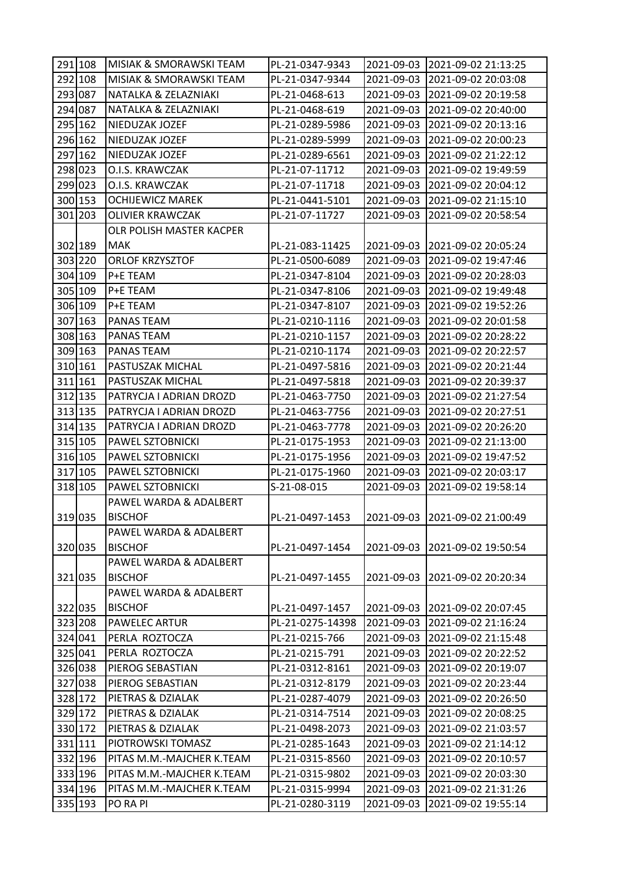| 291 | 108 | MISIAK & SMORAWSKI TEAM | PL-21-0347-9343 | 2021-09-03 | 2021-09-02 21:13:25 |
|---|---|---|---|---|---|
| 292 | 108 | MISIAK & SMORAWSKI TEAM | PL-21-0347-9344 | 2021-09-03 | 2021-09-02 20:03:08 |
| 293 | 087 | NATALKA & ZELAZNIAKI | PL-21-0468-613 | 2021-09-03 | 2021-09-02 20:19:58 |
| 294 | 087 | NATALKA & ZELAZNIAKI | PL-21-0468-619 | 2021-09-03 | 2021-09-02 20:40:00 |
| 295 | 162 | NIEDUZAK JOZEF | PL-21-0289-5986 | 2021-09-03 | 2021-09-02 20:13:16 |
| 296 | 162 | NIEDUZAK JOZEF | PL-21-0289-5999 | 2021-09-03 | 2021-09-02 20:00:23 |
| 297 | 162 | NIEDUZAK JOZEF | PL-21-0289-6561 | 2021-09-03 | 2021-09-02 21:22:12 |
| 298 | 023 | O.I.S. KRAWCZAK | PL-21-07-11712 | 2021-09-03 | 2021-09-02 19:49:59 |
| 299 | 023 | O.I.S. KRAWCZAK | PL-21-07-11718 | 2021-09-03 | 2021-09-02 20:04:12 |
| 300 | 153 | OCHIJEWICZ MAREK | PL-21-0441-5101 | 2021-09-03 | 2021-09-02 21:15:10 |
| 301 | 203 | OLIVIER KRAWCZAK | PL-21-07-11727 | 2021-09-03 | 2021-09-02 20:58:54 |
| 302 | 189 | OLR POLISH MASTER KACPER MAK | PL-21-083-11425 | 2021-09-03 | 2021-09-02 20:05:24 |
| 303 | 220 | ORLOF KRZYSZTOF | PL-21-0500-6089 | 2021-09-03 | 2021-09-02 19:47:46 |
| 304 | 109 | P+E TEAM | PL-21-0347-8104 | 2021-09-03 | 2021-09-02 20:28:03 |
| 305 | 109 | P+E TEAM | PL-21-0347-8106 | 2021-09-03 | 2021-09-02 19:49:48 |
| 306 | 109 | P+E TEAM | PL-21-0347-8107 | 2021-09-03 | 2021-09-02 19:52:26 |
| 307 | 163 | PANAS TEAM | PL-21-0210-1116 | 2021-09-03 | 2021-09-02 20:01:58 |
| 308 | 163 | PANAS TEAM | PL-21-0210-1157 | 2021-09-03 | 2021-09-02 20:28:22 |
| 309 | 163 | PANAS TEAM | PL-21-0210-1174 | 2021-09-03 | 2021-09-02 20:22:57 |
| 310 | 161 | PASTUSZAK MICHAL | PL-21-0497-5816 | 2021-09-03 | 2021-09-02 20:21:44 |
| 311 | 161 | PASTUSZAK MICHAL | PL-21-0497-5818 | 2021-09-03 | 2021-09-02 20:39:37 |
| 312 | 135 | PATRYCJA I ADRIAN DROZD | PL-21-0463-7750 | 2021-09-03 | 2021-09-02 21:27:54 |
| 313 | 135 | PATRYCJA I ADRIAN DROZD | PL-21-0463-7756 | 2021-09-03 | 2021-09-02 20:27:51 |
| 314 | 135 | PATRYCJA I ADRIAN DROZD | PL-21-0463-7778 | 2021-09-03 | 2021-09-02 20:26:20 |
| 315 | 105 | PAWEL SZTOBNICKI | PL-21-0175-1953 | 2021-09-03 | 2021-09-02 21:13:00 |
| 316 | 105 | PAWEL SZTOBNICKI | PL-21-0175-1956 | 2021-09-03 | 2021-09-02 19:47:52 |
| 317 | 105 | PAWEL SZTOBNICKI | PL-21-0175-1960 | 2021-09-03 | 2021-09-02 20:03:17 |
| 318 | 105 | PAWEL SZTOBNICKI | S-21-08-015 | 2021-09-03 | 2021-09-02 19:58:14 |
| 319 | 035 | PAWEL WARDA & ADALBERT BISCHOF | PL-21-0497-1453 | 2021-09-03 | 2021-09-02 21:00:49 |
| 320 | 035 | PAWEL WARDA & ADALBERT BISCHOF | PL-21-0497-1454 | 2021-09-03 | 2021-09-02 19:50:54 |
| 321 | 035 | PAWEL WARDA & ADALBERT BISCHOF | PL-21-0497-1455 | 2021-09-03 | 2021-09-02 20:20:34 |
| 322 | 035 | PAWEL WARDA & ADALBERT BISCHOF | PL-21-0497-1457 | 2021-09-03 | 2021-09-02 20:07:45 |
| 323 | 208 | PAWELEC ARTUR | PL-21-0275-14398 | 2021-09-03 | 2021-09-02 21:16:24 |
| 324 | 041 | PERLA ROZTOCZA | PL-21-0215-766 | 2021-09-03 | 2021-09-02 21:15:48 |
| 325 | 041 | PERLA ROZTOCZA | PL-21-0215-791 | 2021-09-03 | 2021-09-02 20:22:52 |
| 326 | 038 | PIEROG SEBASTIAN | PL-21-0312-8161 | 2021-09-03 | 2021-09-02 20:19:07 |
| 327 | 038 | PIEROG SEBASTIAN | PL-21-0312-8179 | 2021-09-03 | 2021-09-02 20:23:44 |
| 328 | 172 | PIETRAS & DZIALAK | PL-21-0287-4079 | 2021-09-03 | 2021-09-02 20:26:50 |
| 329 | 172 | PIETRAS & DZIALAK | PL-21-0314-7514 | 2021-09-03 | 2021-09-02 20:08:25 |
| 330 | 172 | PIETRAS & DZIALAK | PL-21-0498-2073 | 2021-09-03 | 2021-09-02 21:03:57 |
| 331 | 111 | PIOTROWSKI TOMASZ | PL-21-0285-1643 | 2021-09-03 | 2021-09-02 21:14:12 |
| 332 | 196 | PITAS M.M.-MAJCHER K.TEAM | PL-21-0315-8560 | 2021-09-03 | 2021-09-02 20:10:57 |
| 333 | 196 | PITAS M.M.-MAJCHER K.TEAM | PL-21-0315-9802 | 2021-09-03 | 2021-09-02 20:03:30 |
| 334 | 196 | PITAS M.M.-MAJCHER K.TEAM | PL-21-0315-9994 | 2021-09-03 | 2021-09-02 21:31:26 |
| 335 | 193 | PO RA PI | PL-21-0280-3119 | 2021-09-03 | 2021-09-02 19:55:14 |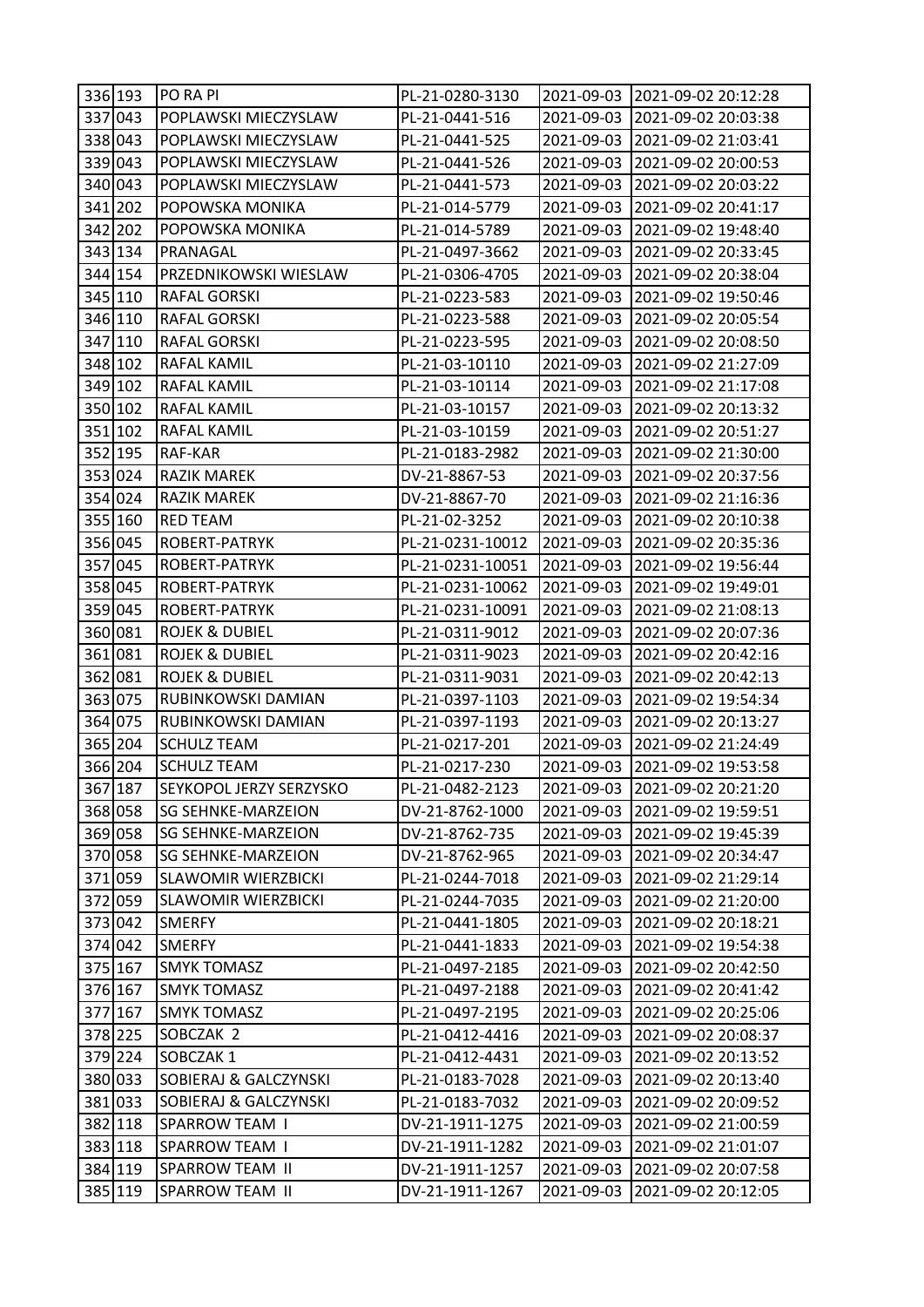| | | | | | |
|---|---|---|---|---|---|
| 336 | 193 | PO RA PI | PL-21-0280-3130 | 2021-09-03 | 2021-09-02 20:12:28 |
| 337 | 043 | POPLAWSKI MIECZYSLAW | PL-21-0441-516 | 2021-09-03 | 2021-09-02 20:03:38 |
| 338 | 043 | POPLAWSKI MIECZYSLAW | PL-21-0441-525 | 2021-09-03 | 2021-09-02 21:03:41 |
| 339 | 043 | POPLAWSKI MIECZYSLAW | PL-21-0441-526 | 2021-09-03 | 2021-09-02 20:00:53 |
| 340 | 043 | POPLAWSKI MIECZYSLAW | PL-21-0441-573 | 2021-09-03 | 2021-09-02 20:03:22 |
| 341 | 202 | POPOWSKA MONIKA | PL-21-014-5779 | 2021-09-03 | 2021-09-02 20:41:17 |
| 342 | 202 | POPOWSKA MONIKA | PL-21-014-5789 | 2021-09-03 | 2021-09-02 19:48:40 |
| 343 | 134 | PRANAGAL | PL-21-0497-3662 | 2021-09-03 | 2021-09-02 20:33:45 |
| 344 | 154 | PRZEDNIKOWSKI WIESLAW | PL-21-0306-4705 | 2021-09-03 | 2021-09-02 20:38:04 |
| 345 | 110 | RAFAL GORSKI | PL-21-0223-583 | 2021-09-03 | 2021-09-02 19:50:46 |
| 346 | 110 | RAFAL GORSKI | PL-21-0223-588 | 2021-09-03 | 2021-09-02 20:05:54 |
| 347 | 110 | RAFAL GORSKI | PL-21-0223-595 | 2021-09-03 | 2021-09-02 20:08:50 |
| 348 | 102 | RAFAL KAMIL | PL-21-03-10110 | 2021-09-03 | 2021-09-02 21:27:09 |
| 349 | 102 | RAFAL KAMIL | PL-21-03-10114 | 2021-09-03 | 2021-09-02 21:17:08 |
| 350 | 102 | RAFAL KAMIL | PL-21-03-10157 | 2021-09-03 | 2021-09-02 20:13:32 |
| 351 | 102 | RAFAL KAMIL | PL-21-03-10159 | 2021-09-03 | 2021-09-02 20:51:27 |
| 352 | 195 | RAF-KAR | PL-21-0183-2982 | 2021-09-03 | 2021-09-02 21:30:00 |
| 353 | 024 | RAZIK MAREK | DV-21-8867-53 | 2021-09-03 | 2021-09-02 20:37:56 |
| 354 | 024 | RAZIK MAREK | DV-21-8867-70 | 2021-09-03 | 2021-09-02 21:16:36 |
| 355 | 160 | RED TEAM | PL-21-02-3252 | 2021-09-03 | 2021-09-02 20:10:38 |
| 356 | 045 | ROBERT-PATRYK | PL-21-0231-10012 | 2021-09-03 | 2021-09-02 20:35:36 |
| 357 | 045 | ROBERT-PATRYK | PL-21-0231-10051 | 2021-09-03 | 2021-09-02 19:56:44 |
| 358 | 045 | ROBERT-PATRYK | PL-21-0231-10062 | 2021-09-03 | 2021-09-02 19:49:01 |
| 359 | 045 | ROBERT-PATRYK | PL-21-0231-10091 | 2021-09-03 | 2021-09-02 21:08:13 |
| 360 | 081 | ROJEK & DUBIEL | PL-21-0311-9012 | 2021-09-03 | 2021-09-02 20:07:36 |
| 361 | 081 | ROJEK & DUBIEL | PL-21-0311-9023 | 2021-09-03 | 2021-09-02 20:42:16 |
| 362 | 081 | ROJEK & DUBIEL | PL-21-0311-9031 | 2021-09-03 | 2021-09-02 20:42:13 |
| 363 | 075 | RUBINKOWSKI DAMIAN | PL-21-0397-1103 | 2021-09-03 | 2021-09-02 19:54:34 |
| 364 | 075 | RUBINKOWSKI DAMIAN | PL-21-0397-1193 | 2021-09-03 | 2021-09-02 20:13:27 |
| 365 | 204 | SCHULZ TEAM | PL-21-0217-201 | 2021-09-03 | 2021-09-02 21:24:49 |
| 366 | 204 | SCHULZ TEAM | PL-21-0217-230 | 2021-09-03 | 2021-09-02 19:53:58 |
| 367 | 187 | SEYKOPOL JERZY SERZYSKO | PL-21-0482-2123 | 2021-09-03 | 2021-09-02 20:21:20 |
| 368 | 058 | SG SEHNKE-MARZEION | DV-21-8762-1000 | 2021-09-03 | 2021-09-02 19:59:51 |
| 369 | 058 | SG SEHNKE-MARZEION | DV-21-8762-735 | 2021-09-03 | 2021-09-02 19:45:39 |
| 370 | 058 | SG SEHNKE-MARZEION | DV-21-8762-965 | 2021-09-03 | 2021-09-02 20:34:47 |
| 371 | 059 | SLAWOMIR WIERZBICKI | PL-21-0244-7018 | 2021-09-03 | 2021-09-02 21:29:14 |
| 372 | 059 | SLAWOMIR WIERZBICKI | PL-21-0244-7035 | 2021-09-03 | 2021-09-02 21:20:00 |
| 373 | 042 | SMERFY | PL-21-0441-1805 | 2021-09-03 | 2021-09-02 20:18:21 |
| 374 | 042 | SMERFY | PL-21-0441-1833 | 2021-09-03 | 2021-09-02 19:54:38 |
| 375 | 167 | SMYK TOMASZ | PL-21-0497-2185 | 2021-09-03 | 2021-09-02 20:42:50 |
| 376 | 167 | SMYK TOMASZ | PL-21-0497-2188 | 2021-09-03 | 2021-09-02 20:41:42 |
| 377 | 167 | SMYK TOMASZ | PL-21-0497-2195 | 2021-09-03 | 2021-09-02 20:25:06 |
| 378 | 225 | SOBCZAK 2 | PL-21-0412-4416 | 2021-09-03 | 2021-09-02 20:08:37 |
| 379 | 224 | SOBCZAK 1 | PL-21-0412-4431 | 2021-09-03 | 2021-09-02 20:13:52 |
| 380 | 033 | SOBIERAJ & GALCZYNSKI | PL-21-0183-7028 | 2021-09-03 | 2021-09-02 20:13:40 |
| 381 | 033 | SOBIERAJ & GALCZYNSKI | PL-21-0183-7032 | 2021-09-03 | 2021-09-02 20:09:52 |
| 382 | 118 | SPARROW TEAM I | DV-21-1911-1275 | 2021-09-03 | 2021-09-02 21:00:59 |
| 383 | 118 | SPARROW TEAM I | DV-21-1911-1282 | 2021-09-03 | 2021-09-02 21:01:07 |
| 384 | 119 | SPARROW TEAM II | DV-21-1911-1257 | 2021-09-03 | 2021-09-02 20:07:58 |
| 385 | 119 | SPARROW TEAM II | DV-21-1911-1267 | 2021-09-03 | 2021-09-02 20:12:05 |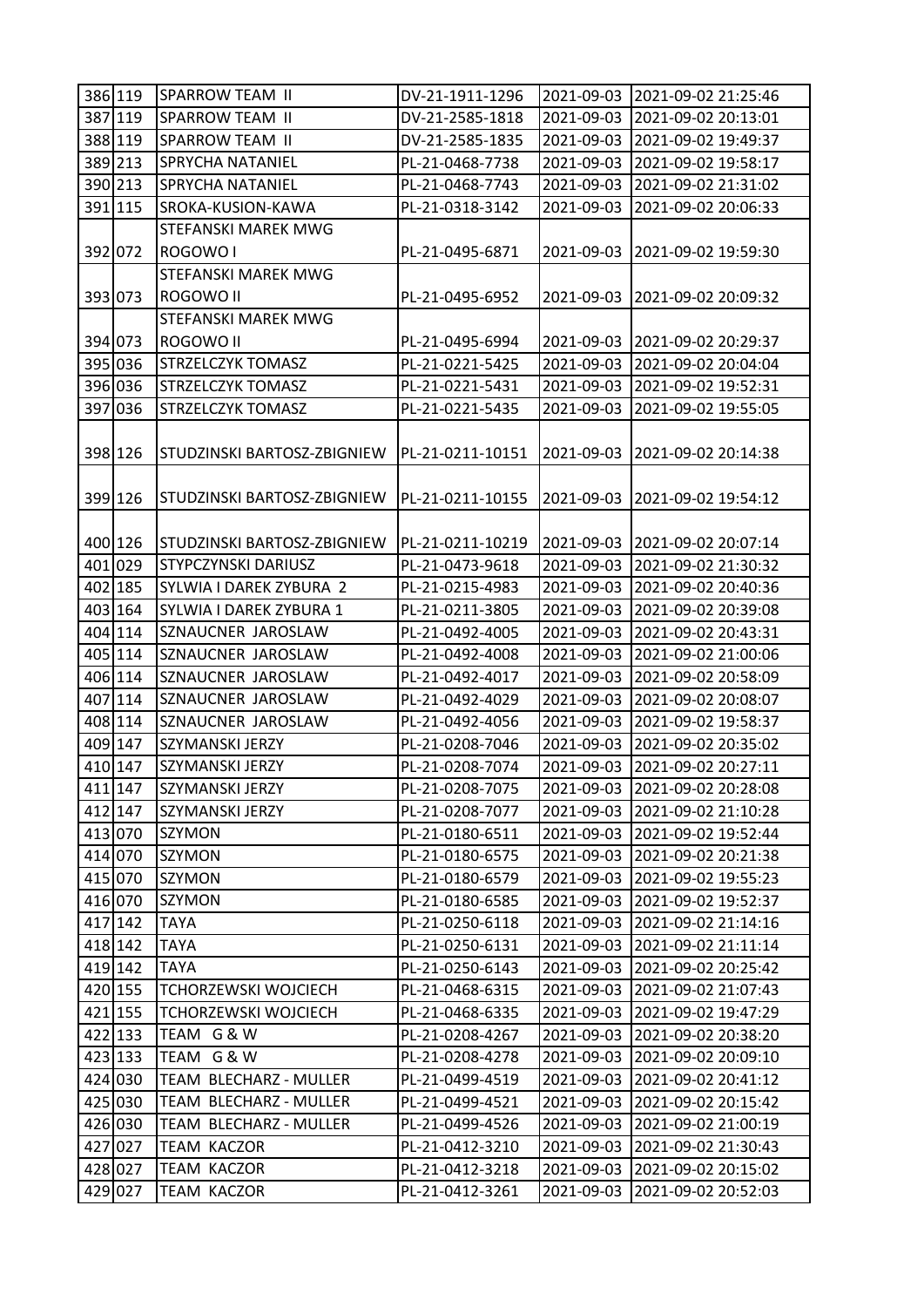| 386 | 119 | SPARROW TEAM II | DV-21-1911-1296 | 2021-09-03 | 2021-09-02 21:25:46 |
|---|---|---|---|---|---|
| 387 | 119 | SPARROW TEAM II | DV-21-2585-1818 | 2021-09-03 | 2021-09-02 20:13:01 |
| 388 | 119 | SPARROW TEAM II | DV-21-2585-1835 | 2021-09-03 | 2021-09-02 19:49:37 |
| 389 | 213 | SPRYCHA NATANIEL | PL-21-0468-7738 | 2021-09-03 | 2021-09-02 19:58:17 |
| 390 | 213 | SPRYCHA NATANIEL | PL-21-0468-7743 | 2021-09-03 | 2021-09-02 21:31:02 |
| 391 | 115 | SROKA-KUSION-KAWA | PL-21-0318-3142 | 2021-09-03 | 2021-09-02 20:06:33 |
| 392 | 072 | STEFANSKI MAREK MWG ROGOWO I | PL-21-0495-6871 | 2021-09-03 | 2021-09-02 19:59:30 |
| 393 | 073 | STEFANSKI MAREK MWG ROGOWO II | PL-21-0495-6952 | 2021-09-03 | 2021-09-02 20:09:32 |
| 394 | 073 | STEFANSKI MAREK MWG ROGOWO II | PL-21-0495-6994 | 2021-09-03 | 2021-09-02 20:29:37 |
| 395 | 036 | STRZELCZYK TOMASZ | PL-21-0221-5425 | 2021-09-03 | 2021-09-02 20:04:04 |
| 396 | 036 | STRZELCZYK TOMASZ | PL-21-0221-5431 | 2021-09-03 | 2021-09-02 19:52:31 |
| 397 | 036 | STRZELCZYK TOMASZ | PL-21-0221-5435 | 2021-09-03 | 2021-09-02 19:55:05 |
| 398 | 126 | STUDZINSKI BARTOSZ-ZBIGNIEW | PL-21-0211-10151 | 2021-09-03 | 2021-09-02 20:14:38 |
| 399 | 126 | STUDZINSKI BARTOSZ-ZBIGNIEW | PL-21-0211-10155 | 2021-09-03 | 2021-09-02 19:54:12 |
| 400 | 126 | STUDZINSKI BARTOSZ-ZBIGNIEW | PL-21-0211-10219 | 2021-09-03 | 2021-09-02 20:07:14 |
| 401 | 029 | STYPCZYNSKI DARIUSZ | PL-21-0473-9618 | 2021-09-03 | 2021-09-02 21:30:32 |
| 402 | 185 | SYLWIA I DAREK ZYBURA 2 | PL-21-0215-4983 | 2021-09-03 | 2021-09-02 20:40:36 |
| 403 | 164 | SYLWIA I DAREK ZYBURA 1 | PL-21-0211-3805 | 2021-09-03 | 2021-09-02 20:39:08 |
| 404 | 114 | SZNAUCNER JAROSLAW | PL-21-0492-4005 | 2021-09-03 | 2021-09-02 20:43:31 |
| 405 | 114 | SZNAUCNER JAROSLAW | PL-21-0492-4008 | 2021-09-03 | 2021-09-02 21:00:06 |
| 406 | 114 | SZNAUCNER JAROSLAW | PL-21-0492-4017 | 2021-09-03 | 2021-09-02 20:58:09 |
| 407 | 114 | SZNAUCNER JAROSLAW | PL-21-0492-4029 | 2021-09-03 | 2021-09-02 20:08:07 |
| 408 | 114 | SZNAUCNER JAROSLAW | PL-21-0492-4056 | 2021-09-03 | 2021-09-02 19:58:37 |
| 409 | 147 | SZYMANSKI JERZY | PL-21-0208-7046 | 2021-09-03 | 2021-09-02 20:35:02 |
| 410 | 147 | SZYMANSKI JERZY | PL-21-0208-7074 | 2021-09-03 | 2021-09-02 20:27:11 |
| 411 | 147 | SZYMANSKI JERZY | PL-21-0208-7075 | 2021-09-03 | 2021-09-02 20:28:08 |
| 412 | 147 | SZYMANSKI JERZY | PL-21-0208-7077 | 2021-09-03 | 2021-09-02 21:10:28 |
| 413 | 070 | SZYMON | PL-21-0180-6511 | 2021-09-03 | 2021-09-02 19:52:44 |
| 414 | 070 | SZYMON | PL-21-0180-6575 | 2021-09-03 | 2021-09-02 20:21:38 |
| 415 | 070 | SZYMON | PL-21-0180-6579 | 2021-09-03 | 2021-09-02 19:55:23 |
| 416 | 070 | SZYMON | PL-21-0180-6585 | 2021-09-03 | 2021-09-02 19:52:37 |
| 417 | 142 | TAYA | PL-21-0250-6118 | 2021-09-03 | 2021-09-02 21:14:16 |
| 418 | 142 | TAYA | PL-21-0250-6131 | 2021-09-03 | 2021-09-02 21:11:14 |
| 419 | 142 | TAYA | PL-21-0250-6143 | 2021-09-03 | 2021-09-02 20:25:42 |
| 420 | 155 | TCHORZEWSKI WOJCIECH | PL-21-0468-6315 | 2021-09-03 | 2021-09-02 21:07:43 |
| 421 | 155 | TCHORZEWSKI WOJCIECH | PL-21-0468-6335 | 2021-09-03 | 2021-09-02 19:47:29 |
| 422 | 133 | TEAM G & W | PL-21-0208-4267 | 2021-09-03 | 2021-09-02 20:38:20 |
| 423 | 133 | TEAM G & W | PL-21-0208-4278 | 2021-09-03 | 2021-09-02 20:09:10 |
| 424 | 030 | TEAM BLECHARZ - MULLER | PL-21-0499-4519 | 2021-09-03 | 2021-09-02 20:41:12 |
| 425 | 030 | TEAM BLECHARZ - MULLER | PL-21-0499-4521 | 2021-09-03 | 2021-09-02 20:15:42 |
| 426 | 030 | TEAM BLECHARZ - MULLER | PL-21-0499-4526 | 2021-09-03 | 2021-09-02 21:00:19 |
| 427 | 027 | TEAM KACZOR | PL-21-0412-3210 | 2021-09-03 | 2021-09-02 21:30:43 |
| 428 | 027 | TEAM KACZOR | PL-21-0412-3218 | 2021-09-03 | 2021-09-02 20:15:02 |
| 429 | 027 | TEAM KACZOR | PL-21-0412-3261 | 2021-09-03 | 2021-09-02 20:52:03 |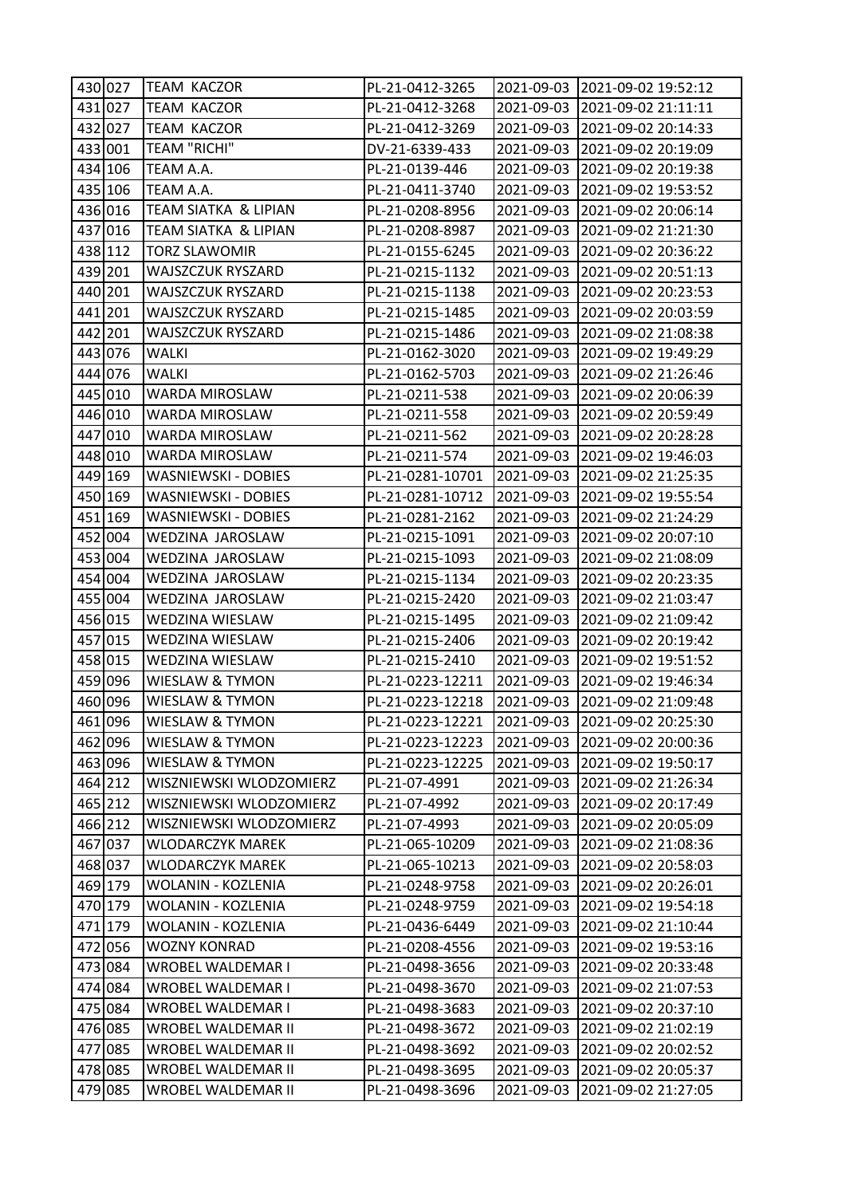| | | | | | |
|---|---|---|---|---|---|
| 430 | 027 | TEAM KACZOR | PL-21-0412-3265 | 2021-09-03 | 2021-09-02 19:52:12 |
| 431 | 027 | TEAM KACZOR | PL-21-0412-3268 | 2021-09-03 | 2021-09-02 21:11:11 |
| 432 | 027 | TEAM KACZOR | PL-21-0412-3269 | 2021-09-03 | 2021-09-02 20:14:33 |
| 433 | 001 | TEAM "RICHI" | DV-21-6339-433 | 2021-09-03 | 2021-09-02 20:19:09 |
| 434 | 106 | TEAM A.A. | PL-21-0139-446 | 2021-09-03 | 2021-09-02 20:19:38 |
| 435 | 106 | TEAM A.A. | PL-21-0411-3740 | 2021-09-03 | 2021-09-02 19:53:52 |
| 436 | 016 | TEAM SIATKA & LIPIAN | PL-21-0208-8956 | 2021-09-03 | 2021-09-02 20:06:14 |
| 437 | 016 | TEAM SIATKA & LIPIAN | PL-21-0208-8987 | 2021-09-03 | 2021-09-02 21:21:30 |
| 438 | 112 | TORZ SLAWOMIR | PL-21-0155-6245 | 2021-09-03 | 2021-09-02 20:36:22 |
| 439 | 201 | WAJSZCZUK RYSZARD | PL-21-0215-1132 | 2021-09-03 | 2021-09-02 20:51:13 |
| 440 | 201 | WAJSZCZUK RYSZARD | PL-21-0215-1138 | 2021-09-03 | 2021-09-02 20:23:53 |
| 441 | 201 | WAJSZCZUK RYSZARD | PL-21-0215-1485 | 2021-09-03 | 2021-09-02 20:03:59 |
| 442 | 201 | WAJSZCZUK RYSZARD | PL-21-0215-1486 | 2021-09-03 | 2021-09-02 21:08:38 |
| 443 | 076 | WALKI | PL-21-0162-3020 | 2021-09-03 | 2021-09-02 19:49:29 |
| 444 | 076 | WALKI | PL-21-0162-5703 | 2021-09-03 | 2021-09-02 21:26:46 |
| 445 | 010 | WARDA MIROSLAW | PL-21-0211-538 | 2021-09-03 | 2021-09-02 20:06:39 |
| 446 | 010 | WARDA MIROSLAW | PL-21-0211-558 | 2021-09-03 | 2021-09-02 20:59:49 |
| 447 | 010 | WARDA MIROSLAW | PL-21-0211-562 | 2021-09-03 | 2021-09-02 20:28:28 |
| 448 | 010 | WARDA MIROSLAW | PL-21-0211-574 | 2021-09-03 | 2021-09-02 19:46:03 |
| 449 | 169 | WASNIEWSKI - DOBIES | PL-21-0281-10701 | 2021-09-03 | 2021-09-02 21:25:35 |
| 450 | 169 | WASNIEWSKI - DOBIES | PL-21-0281-10712 | 2021-09-03 | 2021-09-02 19:55:54 |
| 451 | 169 | WASNIEWSKI - DOBIES | PL-21-0281-2162 | 2021-09-03 | 2021-09-02 21:24:29 |
| 452 | 004 | WEDZINA JAROSLAW | PL-21-0215-1091 | 2021-09-03 | 2021-09-02 20:07:10 |
| 453 | 004 | WEDZINA JAROSLAW | PL-21-0215-1093 | 2021-09-03 | 2021-09-02 21:08:09 |
| 454 | 004 | WEDZINA JAROSLAW | PL-21-0215-1134 | 2021-09-03 | 2021-09-02 20:23:35 |
| 455 | 004 | WEDZINA JAROSLAW | PL-21-0215-2420 | 2021-09-03 | 2021-09-02 21:03:47 |
| 456 | 015 | WEDZINA WIESLAW | PL-21-0215-1495 | 2021-09-03 | 2021-09-02 21:09:42 |
| 457 | 015 | WEDZINA WIESLAW | PL-21-0215-2406 | 2021-09-03 | 2021-09-02 20:19:42 |
| 458 | 015 | WEDZINA WIESLAW | PL-21-0215-2410 | 2021-09-03 | 2021-09-02 19:51:52 |
| 459 | 096 | WIESLAW & TYMON | PL-21-0223-12211 | 2021-09-03 | 2021-09-02 19:46:34 |
| 460 | 096 | WIESLAW & TYMON | PL-21-0223-12218 | 2021-09-03 | 2021-09-02 21:09:48 |
| 461 | 096 | WIESLAW & TYMON | PL-21-0223-12221 | 2021-09-03 | 2021-09-02 20:25:30 |
| 462 | 096 | WIESLAW & TYMON | PL-21-0223-12223 | 2021-09-03 | 2021-09-02 20:00:36 |
| 463 | 096 | WIESLAW & TYMON | PL-21-0223-12225 | 2021-09-03 | 2021-09-02 19:50:17 |
| 464 | 212 | WISZNIEWSKI WLODZOMIERZ | PL-21-07-4991 | 2021-09-03 | 2021-09-02 21:26:34 |
| 465 | 212 | WISZNIEWSKI WLODZOMIERZ | PL-21-07-4992 | 2021-09-03 | 2021-09-02 20:17:49 |
| 466 | 212 | WISZNIEWSKI WLODZOMIERZ | PL-21-07-4993 | 2021-09-03 | 2021-09-02 20:05:09 |
| 467 | 037 | WLODARCZYK MAREK | PL-21-065-10209 | 2021-09-03 | 2021-09-02 21:08:36 |
| 468 | 037 | WLODARCZYK MAREK | PL-21-065-10213 | 2021-09-03 | 2021-09-02 20:58:03 |
| 469 | 179 | WOLANIN - KOZLENIA | PL-21-0248-9758 | 2021-09-03 | 2021-09-02 20:26:01 |
| 470 | 179 | WOLANIN - KOZLENIA | PL-21-0248-9759 | 2021-09-03 | 2021-09-02 19:54:18 |
| 471 | 179 | WOLANIN - KOZLENIA | PL-21-0436-6449 | 2021-09-03 | 2021-09-02 21:10:44 |
| 472 | 056 | WOZNY KONRAD | PL-21-0208-4556 | 2021-09-03 | 2021-09-02 19:53:16 |
| 473 | 084 | WROBEL WALDEMAR I | PL-21-0498-3656 | 2021-09-03 | 2021-09-02 20:33:48 |
| 474 | 084 | WROBEL WALDEMAR I | PL-21-0498-3670 | 2021-09-03 | 2021-09-02 21:07:53 |
| 475 | 084 | WROBEL WALDEMAR I | PL-21-0498-3683 | 2021-09-03 | 2021-09-02 20:37:10 |
| 476 | 085 | WROBEL WALDEMAR II | PL-21-0498-3672 | 2021-09-03 | 2021-09-02 21:02:19 |
| 477 | 085 | WROBEL WALDEMAR II | PL-21-0498-3692 | 2021-09-03 | 2021-09-02 20:02:52 |
| 478 | 085 | WROBEL WALDEMAR II | PL-21-0498-3695 | 2021-09-03 | 2021-09-02 20:05:37 |
| 479 | 085 | WROBEL WALDEMAR II | PL-21-0498-3696 | 2021-09-03 | 2021-09-02 21:27:05 |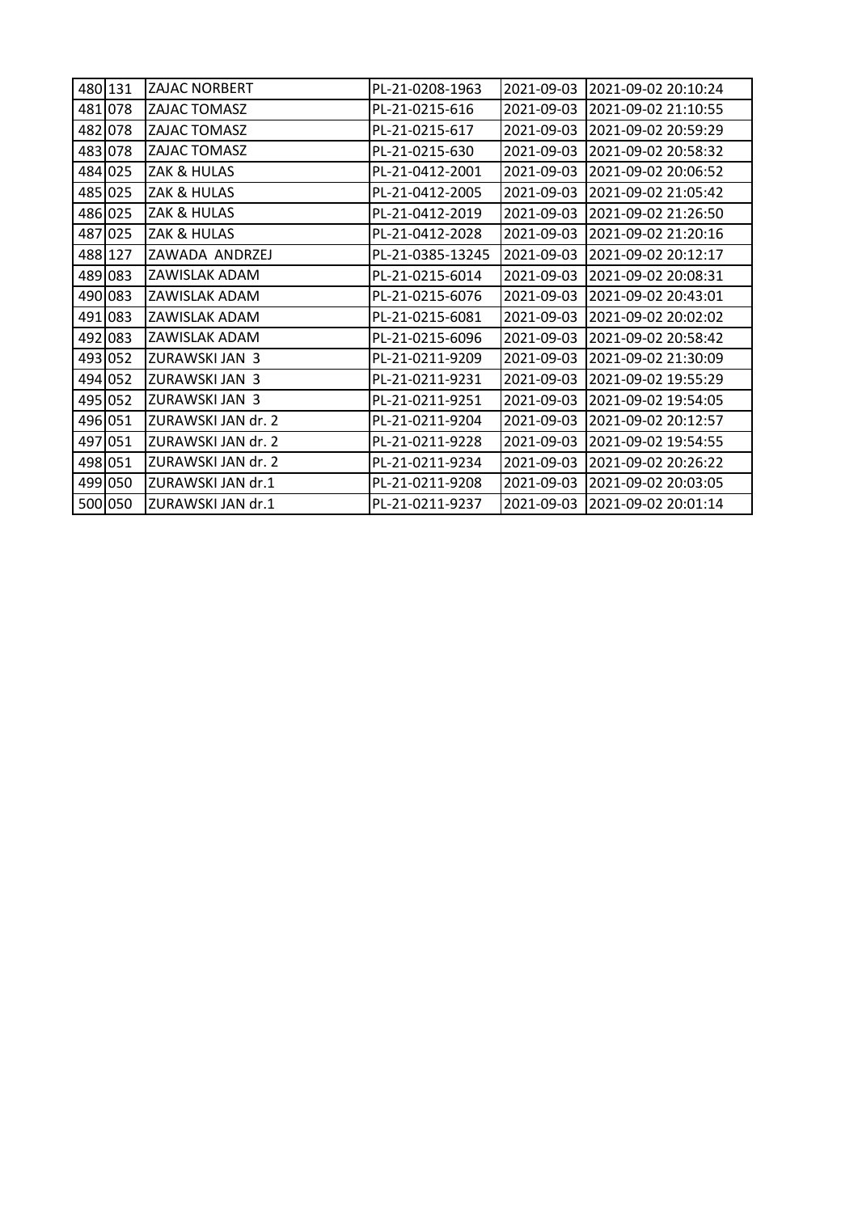| | | | | | |
|---|---|---|---|---|---|
| 480 | 131 | ZAJAC NORBERT | PL-21-0208-1963 | 2021-09-03 | 2021-09-02 20:10:24 |
| 481 | 078 | ZAJAC TOMASZ | PL-21-0215-616 | 2021-09-03 | 2021-09-02 21:10:55 |
| 482 | 078 | ZAJAC TOMASZ | PL-21-0215-617 | 2021-09-03 | 2021-09-02 20:59:29 |
| 483 | 078 | ZAJAC TOMASZ | PL-21-0215-630 | 2021-09-03 | 2021-09-02 20:58:32 |
| 484 | 025 | ZAK & HULAS | PL-21-0412-2001 | 2021-09-03 | 2021-09-02 20:06:52 |
| 485 | 025 | ZAK & HULAS | PL-21-0412-2005 | 2021-09-03 | 2021-09-02 21:05:42 |
| 486 | 025 | ZAK & HULAS | PL-21-0412-2019 | 2021-09-03 | 2021-09-02 21:26:50 |
| 487 | 025 | ZAK & HULAS | PL-21-0412-2028 | 2021-09-03 | 2021-09-02 21:20:16 |
| 488 | 127 | ZAWADA ANDRZEJ | PL-21-0385-13245 | 2021-09-03 | 2021-09-02 20:12:17 |
| 489 | 083 | ZAWISLAK ADAM | PL-21-0215-6014 | 2021-09-03 | 2021-09-02 20:08:31 |
| 490 | 083 | ZAWISLAK ADAM | PL-21-0215-6076 | 2021-09-03 | 2021-09-02 20:43:01 |
| 491 | 083 | ZAWISLAK ADAM | PL-21-0215-6081 | 2021-09-03 | 2021-09-02 20:02:02 |
| 492 | 083 | ZAWISLAK ADAM | PL-21-0215-6096 | 2021-09-03 | 2021-09-02 20:58:42 |
| 493 | 052 | ZURAWSKI JAN 3 | PL-21-0211-9209 | 2021-09-03 | 2021-09-02 21:30:09 |
| 494 | 052 | ZURAWSKI JAN 3 | PL-21-0211-9231 | 2021-09-03 | 2021-09-02 19:55:29 |
| 495 | 052 | ZURAWSKI JAN 3 | PL-21-0211-9251 | 2021-09-03 | 2021-09-02 19:54:05 |
| 496 | 051 | ZURAWSKI JAN dr. 2 | PL-21-0211-9204 | 2021-09-03 | 2021-09-02 20:12:57 |
| 497 | 051 | ZURAWSKI JAN dr. 2 | PL-21-0211-9228 | 2021-09-03 | 2021-09-02 19:54:55 |
| 498 | 051 | ZURAWSKI JAN dr. 2 | PL-21-0211-9234 | 2021-09-03 | 2021-09-02 20:26:22 |
| 499 | 050 | ZURAWSKI JAN dr.1 | PL-21-0211-9208 | 2021-09-03 | 2021-09-02 20:03:05 |
| 500 | 050 | ZURAWSKI JAN dr.1 | PL-21-0211-9237 | 2021-09-03 | 2021-09-02 20:01:14 |